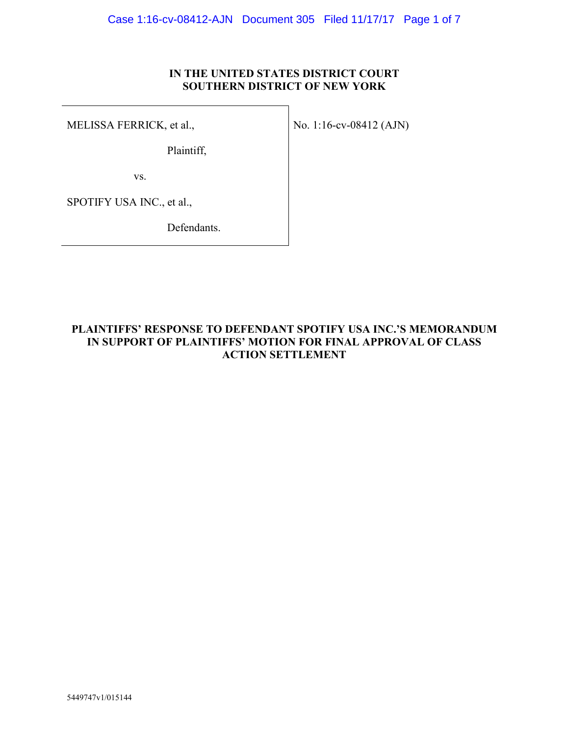**IN THE UNITED STATES DISTRICT COURT**
**SOUTHERN DISTRICT OF NEW YORK**

| | |
|---|---|
| MELISSA FERRICK, et al.,<br><br>Plaintiff,<br><br>vs.<br><br>SPOTIFY USA INC., et al.,<br><br>Defendants. | No. 1:16-cv-08412 (AJN) |

**PLAINTIFFS' RESPONSE TO DEFENDANT SPOTIFY USA INC.'S MEMORANDUM IN SUPPORT OF PLAINTIFFS' MOTION FOR FINAL APPROVAL OF CLASS ACTION SETTLEMENT**

5449747v1/015144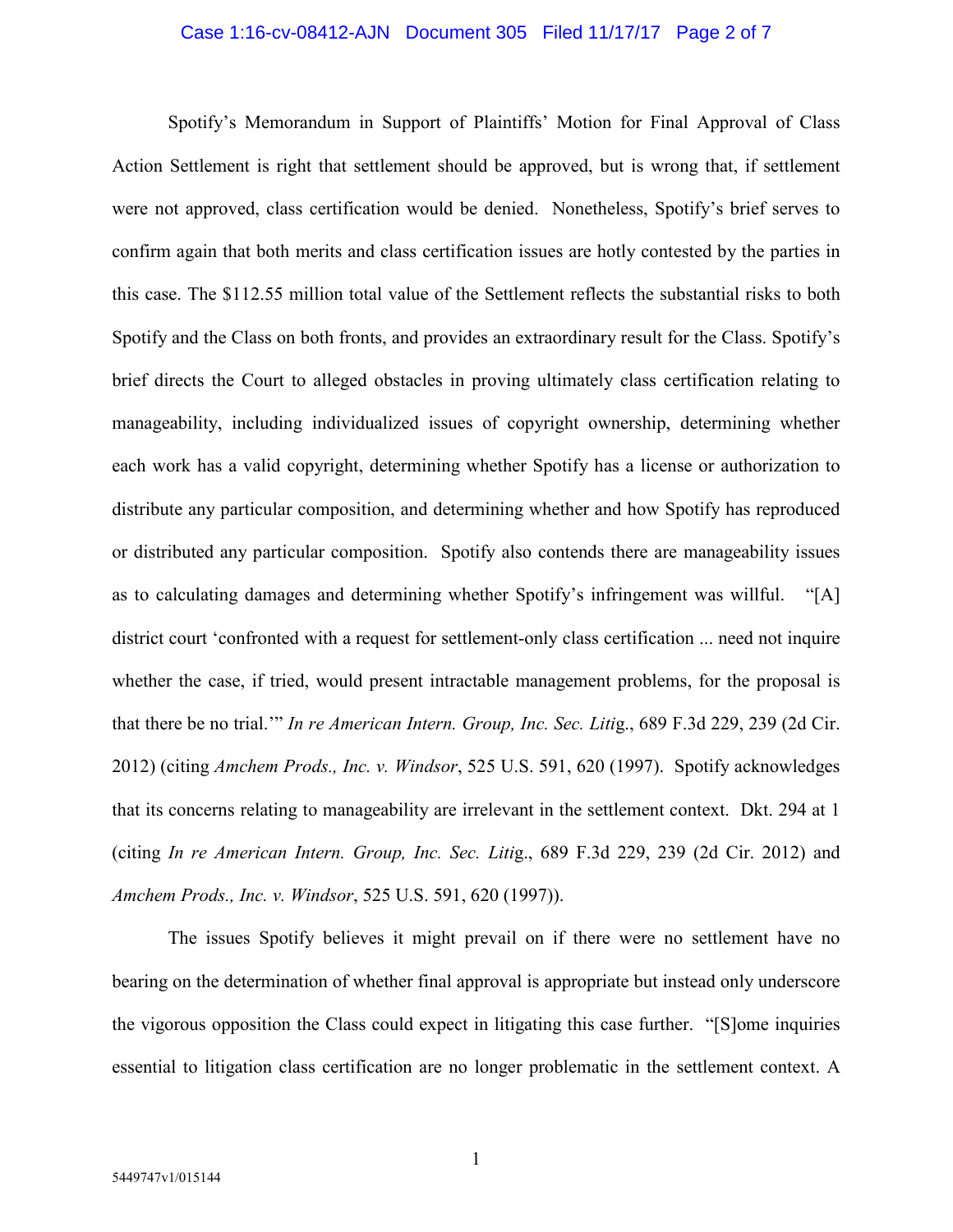Spotify's Memorandum in Support of Plaintiffs' Motion for Final Approval of Class Action Settlement is right that settlement should be approved, but is wrong that, if settlement were not approved, class certification would be denied. Nonetheless, Spotify's brief serves to confirm again that both merits and class certification issues are hotly contested by the parties in this case. The $112.55 million total value of the Settlement reflects the substantial risks to both Spotify and the Class on both fronts, and provides an extraordinary result for the Class. Spotify's brief directs the Court to alleged obstacles in proving ultimately class certification relating to manageability, including individualized issues of copyright ownership, determining whether each work has a valid copyright, determining whether Spotify has a license or authorization to distribute any particular composition, and determining whether and how Spotify has reproduced or distributed any particular composition. Spotify also contends there are manageability issues as to calculating damages and determining whether Spotify's infringement was willful. "[A] district court 'confronted with a request for settlement-only class certification ... need not inquire whether the case, if tried, would present intractable management problems, for the proposal is that there be no trial.'" *In re American Intern. Group, Inc. Sec. Litig.*, 689 F.3d 229, 239 (2d Cir. 2012) (citing *Amchem Prods., Inc. v. Windsor*, 525 U.S. 591, 620 (1997). Spotify acknowledges that its concerns relating to manageability are irrelevant in the settlement context. Dkt. 294 at 1 (citing *In re American Intern. Group, Inc. Sec. Litig.*, 689 F.3d 229, 239 (2d Cir. 2012) and *Amchem Prods., Inc. v. Windsor*, 525 U.S. 591, 620 (1997)).

The issues Spotify believes it might prevail on if there were no settlement have no bearing on the determination of whether final approval is appropriate but instead only underscore the vigorous opposition the Class could expect in litigating this case further. "[S]ome inquiries essential to litigation class certification are no longer problematic in the settlement context. A

5449747v1/015144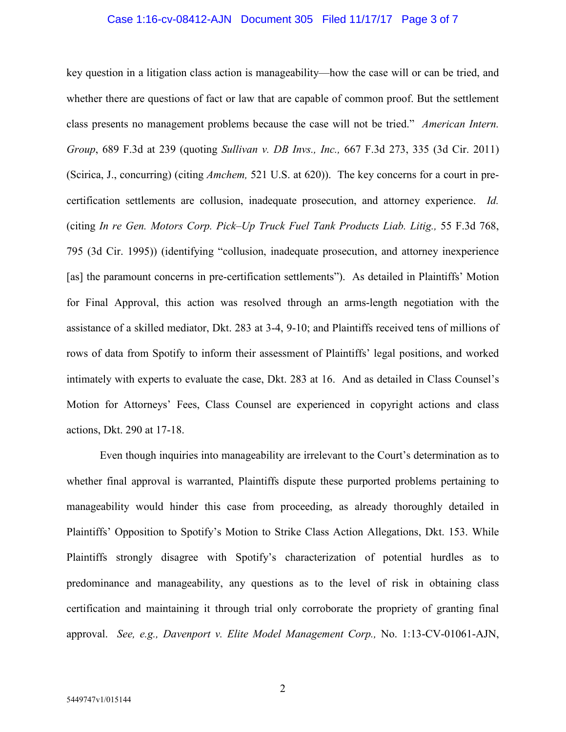key question in a litigation class action is manageability—how the case will or can be tried, and whether there are questions of fact or law that are capable of common proof. But the settlement class presents no management problems because the case will not be tried." *American Intern. Group*, 689 F.3d at 239 (quoting *Sullivan v. DB Invs., Inc.,* 667 F.3d 273, 335 (3d Cir. 2011) (Scirica, J., concurring) (citing *Amchem,* 521 U.S. at 620)). The key concerns for a court in pre-certification settlements are collusion, inadequate prosecution, and attorney experience. *Id.* (citing *In re Gen. Motors Corp. Pick–Up Truck Fuel Tank Products Liab. Litig.,* 55 F.3d 768, 795 (3d Cir. 1995)) (identifying "collusion, inadequate prosecution, and attorney inexperience [as] the paramount concerns in pre-certification settlements"). As detailed in Plaintiffs' Motion for Final Approval, this action was resolved through an arms-length negotiation with the assistance of a skilled mediator, Dkt. 283 at 3-4, 9-10; and Plaintiffs received tens of millions of rows of data from Spotify to inform their assessment of Plaintiffs' legal positions, and worked intimately with experts to evaluate the case, Dkt. 283 at 16. And as detailed in Class Counsel's Motion for Attorneys' Fees, Class Counsel are experienced in copyright actions and class actions, Dkt. 290 at 17-18.

Even though inquiries into manageability are irrelevant to the Court's determination as to whether final approval is warranted, Plaintiffs dispute these purported problems pertaining to manageability would hinder this case from proceeding, as already thoroughly detailed in Plaintiffs' Opposition to Spotify's Motion to Strike Class Action Allegations, Dkt. 153. While Plaintiffs strongly disagree with Spotify's characterization of potential hurdles as to predominance and manageability, any questions as to the level of risk in obtaining class certification and maintaining it through trial only corroborate the propriety of granting final approval. *See, e.g., Davenport v. Elite Model Management Corp.,* No. 1:13-CV-01061-AJN,

5449747v1/015144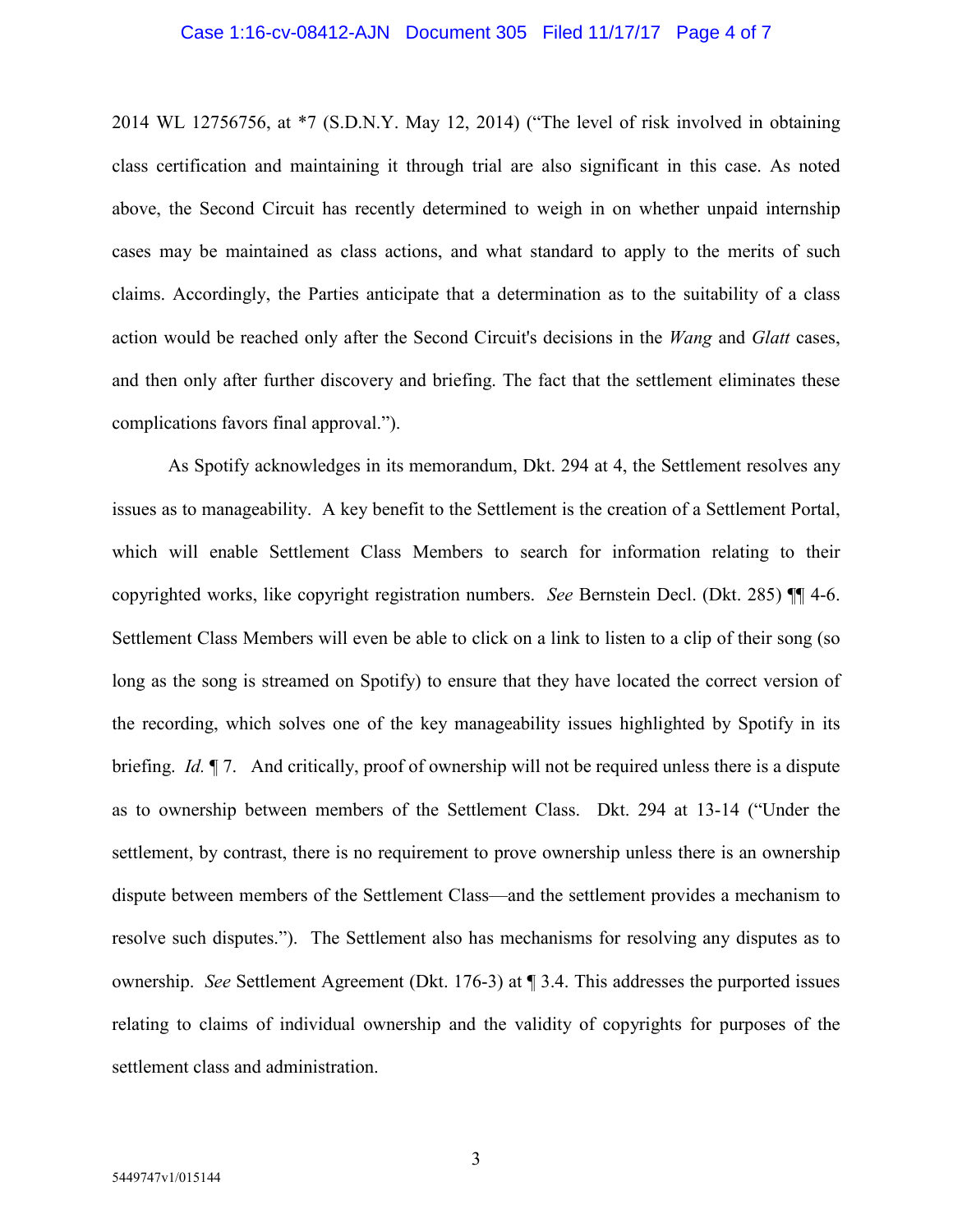2014 WL 12756756, at *7 (S.D.N.Y. May 12, 2014) ("The level of risk involved in obtaining class certification and maintaining it through trial are also significant in this case. As noted above, the Second Circuit has recently determined to weigh in on whether unpaid internship cases may be maintained as class actions, and what standard to apply to the merits of such claims. Accordingly, the Parties anticipate that a determination as to the suitability of a class action would be reached only after the Second Circuit's decisions in the *Wang* and *Glatt* cases, and then only after further discovery and briefing. The fact that the settlement eliminates these complications favors final approval.").

As Spotify acknowledges in its memorandum, Dkt. 294 at 4, the Settlement resolves any issues as to manageability. A key benefit to the Settlement is the creation of a Settlement Portal, which will enable Settlement Class Members to search for information relating to their copyrighted works, like copyright registration numbers. *See* Bernstein Decl. (Dkt. 285) ¶¶ 4-6. Settlement Class Members will even be able to click on a link to listen to a clip of their song (so long as the song is streamed on Spotify) to ensure that they have located the correct version of the recording, which solves one of the key manageability issues highlighted by Spotify in its briefing. *Id.* ¶ 7. And critically, proof of ownership will not be required unless there is a dispute as to ownership between members of the Settlement Class. Dkt. 294 at 13-14 ("Under the settlement, by contrast, there is no requirement to prove ownership unless there is an ownership dispute between members of the Settlement Class—and the settlement provides a mechanism to resolve such disputes."). The Settlement also has mechanisms for resolving any disputes as to ownership. *See* Settlement Agreement (Dkt. 176-3) at ¶ 3.4. This addresses the purported issues relating to claims of individual ownership and the validity of copyrights for purposes of the settlement class and administration.

5449747v1/015144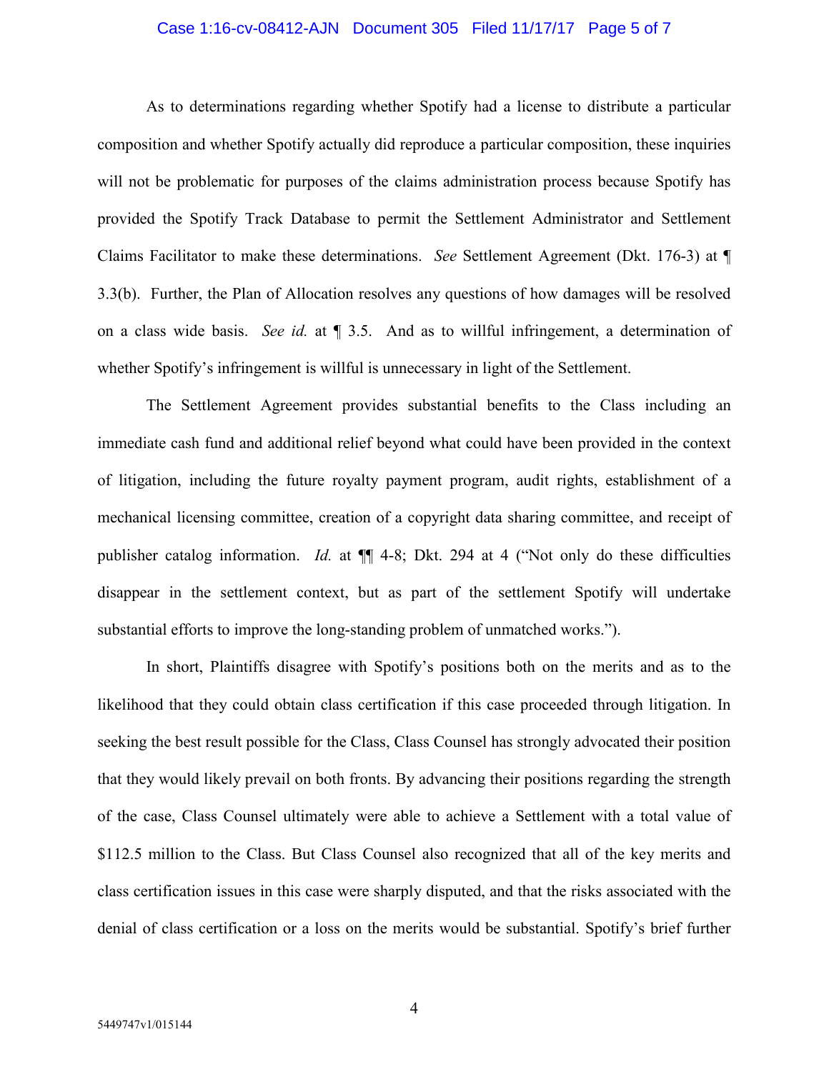As to determinations regarding whether Spotify had a license to distribute a particular composition and whether Spotify actually did reproduce a particular composition, these inquiries will not be problematic for purposes of the claims administration process because Spotify has provided the Spotify Track Database to permit the Settlement Administrator and Settlement Claims Facilitator to make these determinations. *See* Settlement Agreement (Dkt. 176-3) at ¶ 3.3(b). Further, the Plan of Allocation resolves any questions of how damages will be resolved on a class wide basis. *See id.* at ¶ 3.5. And as to willful infringement, a determination of whether Spotify's infringement is willful is unnecessary in light of the Settlement.

The Settlement Agreement provides substantial benefits to the Class including an immediate cash fund and additional relief beyond what could have been provided in the context of litigation, including the future royalty payment program, audit rights, establishment of a mechanical licensing committee, creation of a copyright data sharing committee, and receipt of publisher catalog information. *Id.* at ¶¶ 4-8; Dkt. 294 at 4 ("Not only do these difficulties disappear in the settlement context, but as part of the settlement Spotify will undertake substantial efforts to improve the long-standing problem of unmatched works.").

In short, Plaintiffs disagree with Spotify's positions both on the merits and as to the likelihood that they could obtain class certification if this case proceeded through litigation. In seeking the best result possible for the Class, Class Counsel has strongly advocated their position that they would likely prevail on both fronts. By advancing their positions regarding the strength of the case, Class Counsel ultimately were able to achieve a Settlement with a total value of $112.5 million to the Class. But Class Counsel also recognized that all of the key merits and class certification issues in this case were sharply disputed, and that the risks associated with the denial of class certification or a loss on the merits would be substantial. Spotify's brief further

5449747v1/015144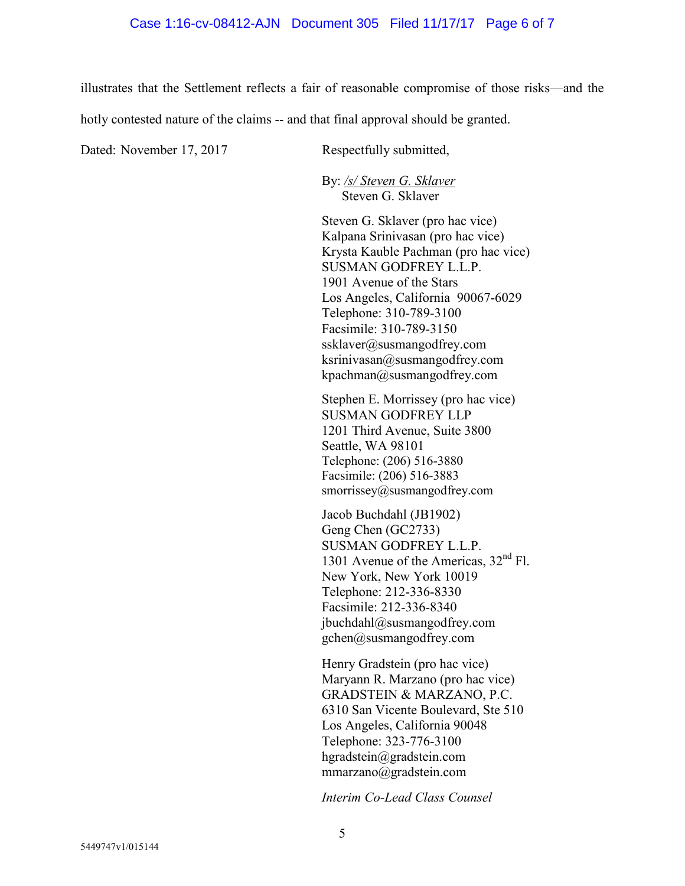illustrates that the Settlement reflects a fair of reasonable compromise of those risks—and the hotly contested nature of the claims -- and that final approval should be granted.

Dated: November 17, 2017

Respectfully submitted,

By: /s/ Steven G. Sklaver
Steven G. Sklaver

Steven G. Sklaver (pro hac vice)
Kalpana Srinivasan (pro hac vice)
Krysta Kauble Pachman (pro hac vice)
SUSMAN GODFREY L.L.P.
1901 Avenue of the Stars
Los Angeles, California 90067-6029
Telephone: 310-789-3100
Facsimile: 310-789-3150
ssklaver@susmangodfrey.com
ksrinivasan@susmangodfrey.com
kpachman@susmangodfrey.com

Stephen E. Morrissey (pro hac vice)
SUSMAN GODFREY LLP
1201 Third Avenue, Suite 3800
Seattle, WA 98101
Telephone: (206) 516-3880
Facsimile: (206) 516-3883
smorrissey@susmangodfrey.com

Jacob Buchdahl (JB1902)
Geng Chen (GC2733)
SUSMAN GODFREY L.L.P.
1301 Avenue of the Americas, 32nd Fl.
New York, New York 10019
Telephone: 212-336-8330
Facsimile: 212-336-8340
jbuchdahl@susmangodfrey.com
gchen@susmangodfrey.com

Henry Gradstein (pro hac vice)
Maryann R. Marzano (pro hac vice)
GRADSTEIN & MARZANO, P.C.
6310 San Vicente Boulevard, Ste 510
Los Angeles, California 90048
Telephone: 323-776-3100
hgradstein@gradstein.com
mmarzano@gradstein.com

*Interim Co-Lead Class Counsel*

5449747v1/015144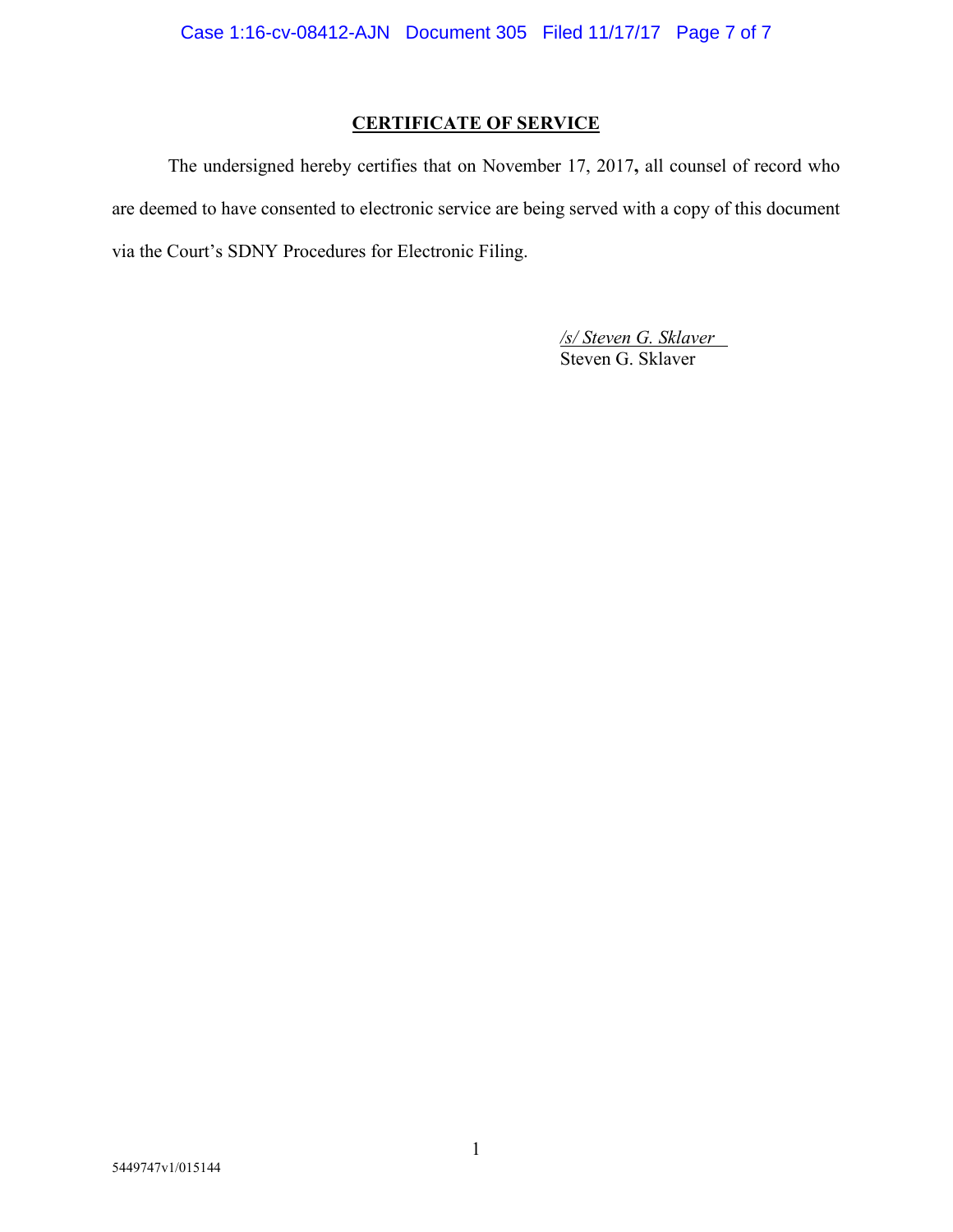## CERTIFICATE OF SERVICE

The undersigned hereby certifies that on November 17, 2017**,** all counsel of record who are deemed to have consented to electronic service are being served with a copy of this document via the Court's SDNY Procedures for Electronic Filing.

*/s/ Steven G. Sklaver*
Steven G. Sklaver

5449747v1/015144